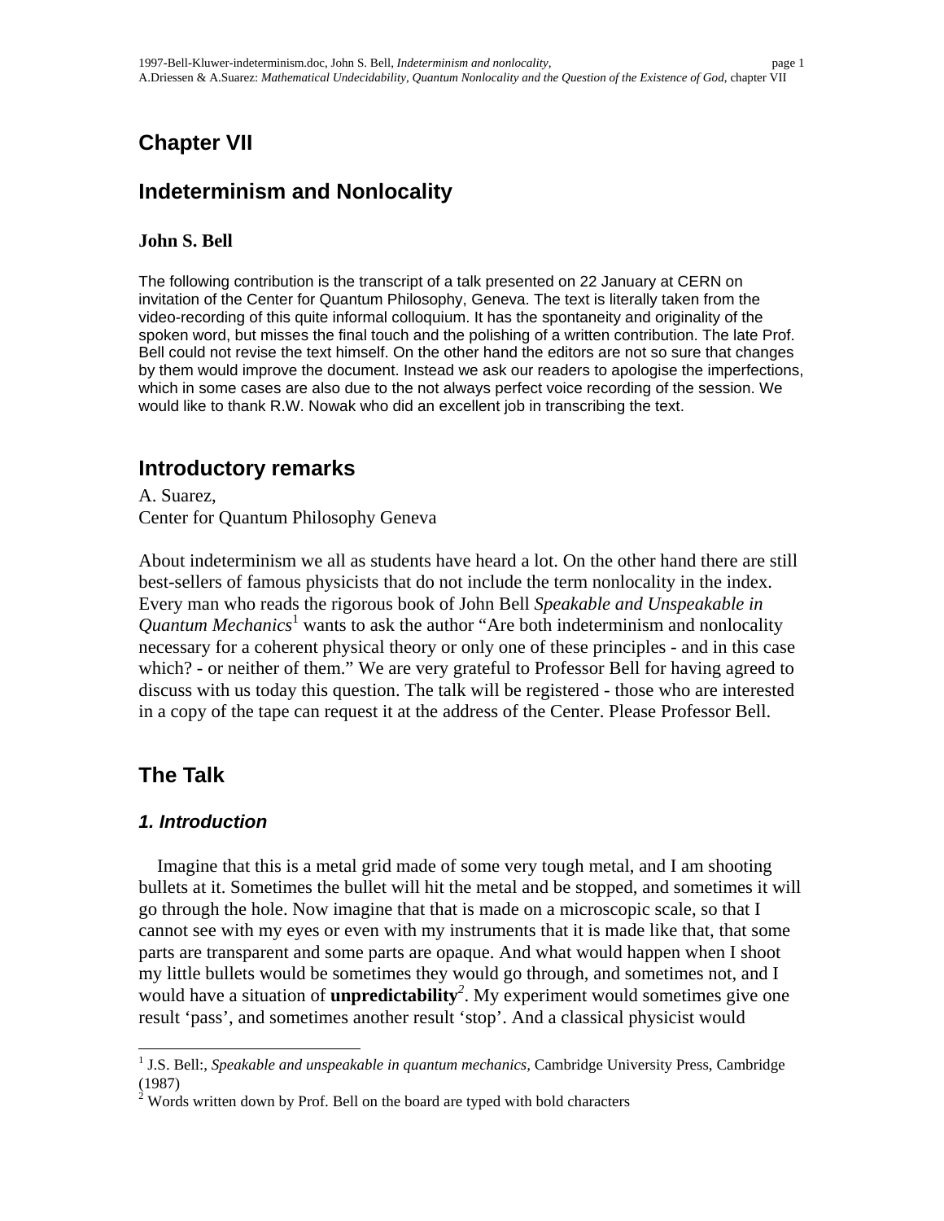# Chapter VII

# Indeterminism and Nonlocality

**John S. Bell**

The following contribution is the transcript of a talk presented on 22 January at CERN on invitation of the Center for Quantum Philosophy, Geneva. The text is literally taken from the video-recording of this quite informal colloquium. It has the spontaneity and originality of the spoken word, but misses the final touch and the polishing of a written contribution. The late Prof. Bell could not revise the text himself. On the other hand the editors are not so sure that changes by them would improve the document. Instead we ask our readers to apologise the imperfections, which in some cases are also due to the not always perfect voice recording of the session. We would like to thank R.W. Nowak who did an excellent job in transcribing the text.

## Introductory remarks

A. Suarez,
Center for Quantum Philosophy Geneva

About indeterminism we all as students have heard a lot. On the other hand there are still best-sellers of famous physicists that do not include the term nonlocality in the index. Every man who reads the rigorous book of John Bell *Speakable and Unspeakable in Quantum Mechanics*[1] wants to ask the author "Are both indeterminism and nonlocality necessary for a coherent physical theory or only one of these principles - and in this case which? - or neither of them." We are very grateful to Professor Bell for having agreed to discuss with us today this question. The talk will be registered - those who are interested in a copy of the tape can request it at the address of the Center. Please Professor Bell.

## The Talk

### *1. Introduction*

Imagine that this is a metal grid made of some very tough metal, and I am shooting bullets at it. Sometimes the bullet will hit the metal and be stopped, and sometimes it will go through the hole. Now imagine that that is made on a microscopic scale, so that I cannot see with my eyes or even with my instruments that it is made like that, that some parts are transparent and some parts are opaque. And what would happen when I shoot my little bullets would be sometimes they would go through, and sometimes not, and I would have a situation of **unpredictability**[2]. My experiment would sometimes give one result 'pass', and sometimes another result 'stop'. And a classical physicist would

---

[1] J.S. Bell:, *Speakable and unspeakable in quantum mechanics,* Cambridge University Press, Cambridge (1987)

[2] Words written down by Prof. Bell on the board are typed with bold characters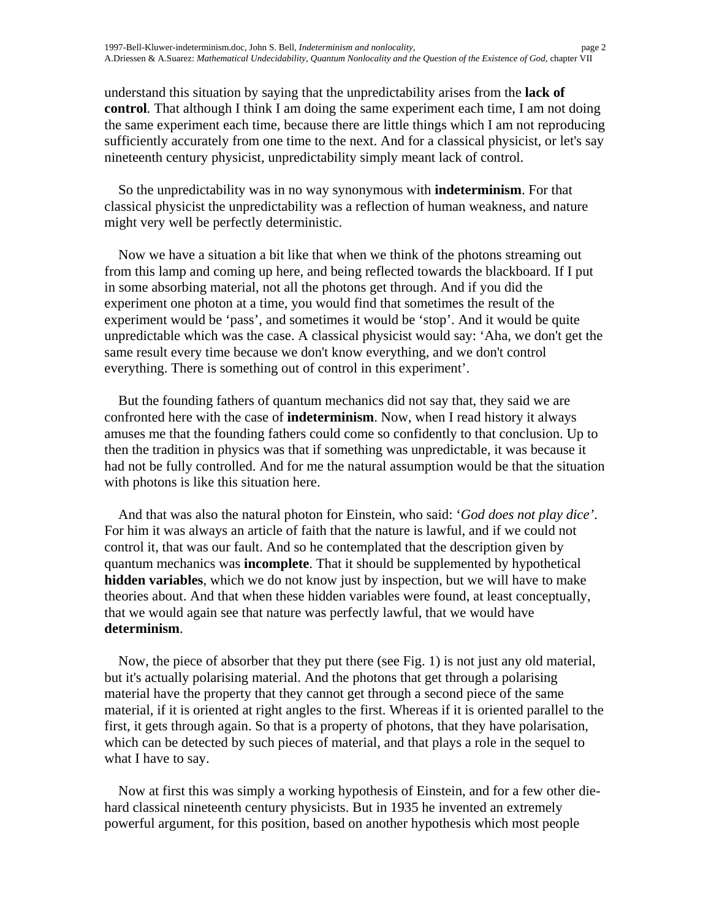understand this situation by saying that the unpredictability arises from the **lack of control**. That although I think I am doing the same experiment each time, I am not doing the same experiment each time, because there are little things which I am not reproducing sufficiently accurately from one time to the next. And for a classical physicist, or let's say nineteenth century physicist, unpredictability simply meant lack of control.

So the unpredictability was in no way synonymous with **indeterminism**. For that classical physicist the unpredictability was a reflection of human weakness, and nature might very well be perfectly deterministic.

Now we have a situation a bit like that when we think of the photons streaming out from this lamp and coming up here, and being reflected towards the blackboard. If I put in some absorbing material, not all the photons get through. And if you did the experiment one photon at a time, you would find that sometimes the result of the experiment would be 'pass', and sometimes it would be 'stop'. And it would be quite unpredictable which was the case. A classical physicist would say: 'Aha, we don't get the same result every time because we don't know everything, and we don't control everything. There is something out of control in this experiment'.

But the founding fathers of quantum mechanics did not say that, they said we are confronted here with the case of **indeterminism**. Now, when I read history it always amuses me that the founding fathers could come so confidently to that conclusion. Up to then the tradition in physics was that if something was unpredictable, it was because it had not be fully controlled. And for me the natural assumption would be that the situation with photons is like this situation here.

And that was also the natural photon for Einstein, who said: '*God does not play dice*'. For him it was always an article of faith that the nature is lawful, and if we could not control it, that was our fault. And so he contemplated that the description given by quantum mechanics was **incomplete**. That it should be supplemented by hypothetical **hidden variables**, which we do not know just by inspection, but we will have to make theories about. And that when these hidden variables were found, at least conceptually, that we would again see that nature was perfectly lawful, that we would have **determinism**.

Now, the piece of absorber that they put there (see Fig. 1) is not just any old material, but it's actually polarising material. And the photons that get through a polarising material have the property that they cannot get through a second piece of the same material, if it is oriented at right angles to the first. Whereas if it is oriented parallel to the first, it gets through again. So that is a property of photons, that they have polarisation, which can be detected by such pieces of material, and that plays a role in the sequel to what I have to say.

Now at first this was simply a working hypothesis of Einstein, and for a few other die-hard classical nineteenth century physicists. But in 1935 he invented an extremely powerful argument, for this position, based on another hypothesis which most people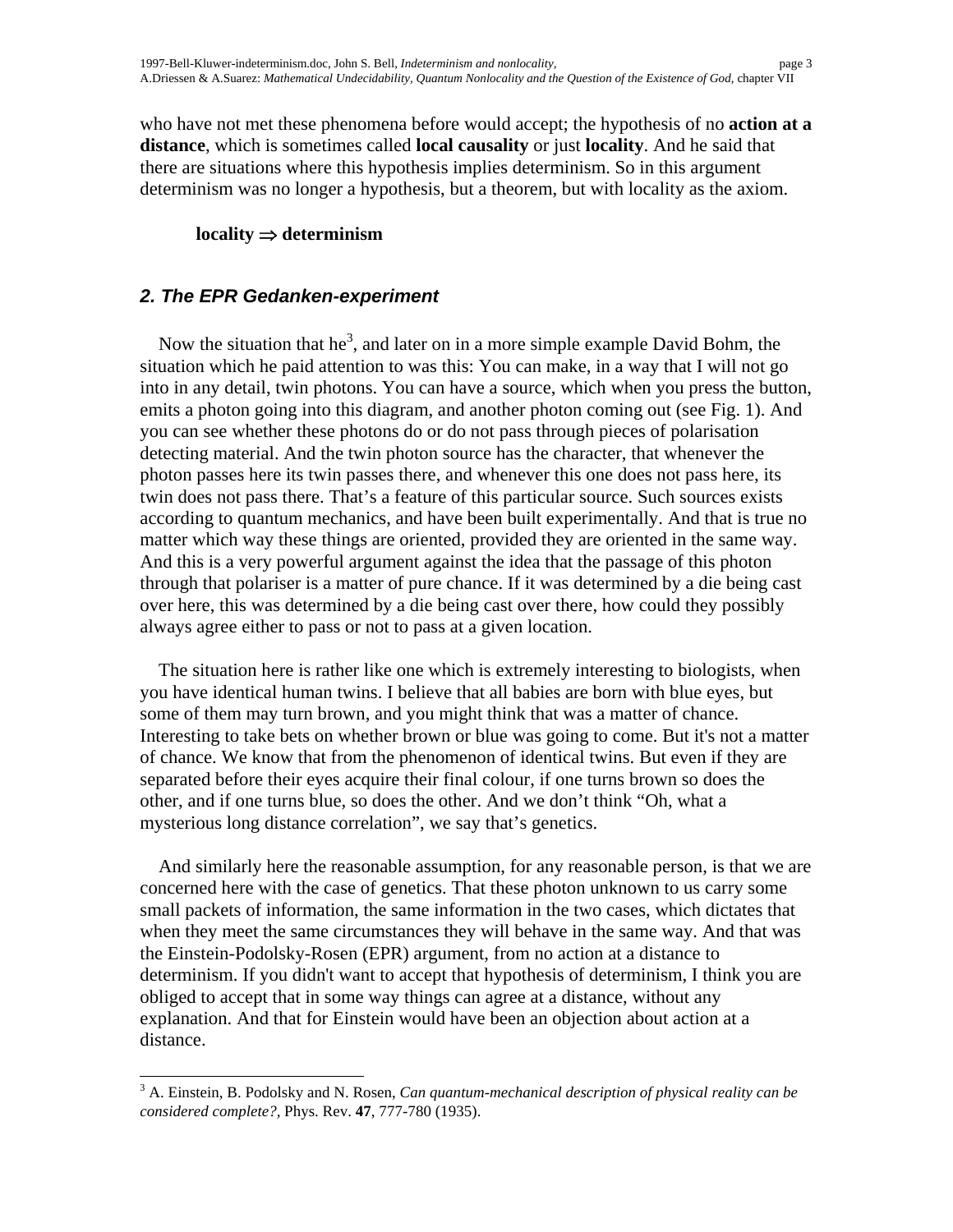who have not met these phenomena before would accept; the hypothesis of no **action at a distance**, which is sometimes called **local causality** or just **locality**. And he said that there are situations where this hypothesis implies determinism. So in this argument determinism was no longer a hypothesis, but a theorem, but with locality as the axiom.

**locality ⇒ determinism**

## *2. The EPR Gedanken-experiment*

Now the situation that he[3], and later on in a more simple example David Bohm, the situation which he paid attention to was this: You can make, in a way that I will not go into in any detail, twin photons. You can have a source, which when you press the button, emits a photon going into this diagram, and another photon coming out (see Fig. 1). And you can see whether these photons do or do not pass through pieces of polarisation detecting material. And the twin photon source has the character, that whenever the photon passes here its twin passes there, and whenever this one does not pass here, its twin does not pass there. That's a feature of this particular source. Such sources exists according to quantum mechanics, and have been built experimentally. And that is true no matter which way these things are oriented, provided they are oriented in the same way. And this is a very powerful argument against the idea that the passage of this photon through that polariser is a matter of pure chance. If it was determined by a die being cast over here, this was determined by a die being cast over there, how could they possibly always agree either to pass or not to pass at a given location.

The situation here is rather like one which is extremely interesting to biologists, when you have identical human twins. I believe that all babies are born with blue eyes, but some of them may turn brown, and you might think that was a matter of chance. Interesting to take bets on whether brown or blue was going to come. But it's not a matter of chance. We know that from the phenomenon of identical twins. But even if they are separated before their eyes acquire their final colour, if one turns brown so does the other, and if one turns blue, so does the other. And we don't think "Oh, what a mysterious long distance correlation", we say that's genetics.

And similarly here the reasonable assumption, for any reasonable person, is that we are concerned here with the case of genetics. That these photon unknown to us carry some small packets of information, the same information in the two cases, which dictates that when they meet the same circumstances they will behave in the same way. And that was the Einstein-Podolsky-Rosen (EPR) argument, from no action at a distance to determinism. If you didn't want to accept that hypothesis of determinism, I think you are obliged to accept that in some way things can agree at a distance, without any explanation. And that for Einstein would have been an objection about action at a distance.

---

[3] A. Einstein, B. Podolsky and N. Rosen, *Can quantum-mechanical description of physical reality can be considered complete?,* Phys. Rev. **47**, 777-780 (1935).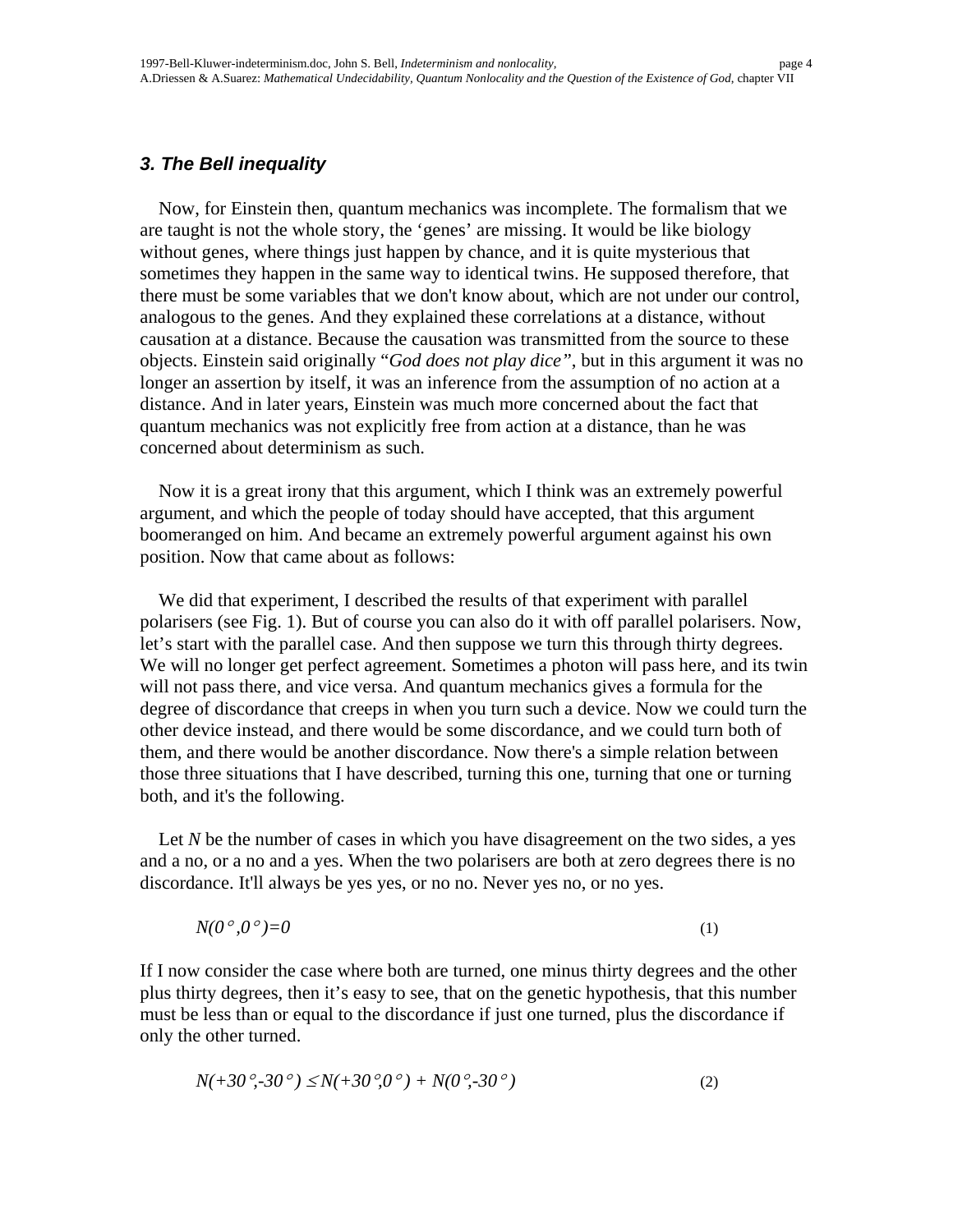### *3. The Bell inequality*

Now, for Einstein then, quantum mechanics was incomplete. The formalism that we are taught is not the whole story, the ‘genes’ are missing. It would be like biology without genes, where things just happen by chance, and it is quite mysterious that sometimes they happen in the same way to identical twins. He supposed therefore, that there must be some variables that we don't know about, which are not under our control, analogous to the genes. And they explained these correlations at a distance, without causation at a distance. Because the causation was transmitted from the source to these objects. Einstein said originally “*God does not play dice”*, but in this argument it was no longer an assertion by itself, it was an inference from the assumption of no action at a distance. And in later years, Einstein was much more concerned about the fact that quantum mechanics was not explicitly free from action at a distance, than he was concerned about determinism as such.

Now it is a great irony that this argument, which I think was an extremely powerful argument, and which the people of today should have accepted, that this argument boomeranged on him. And became an extremely powerful argument against his own position. Now that came about as follows:

We did that experiment, I described the results of that experiment with parallel polarisers (see Fig. 1). But of course you can also do it with off parallel polarisers. Now, let’s start with the parallel case. And then suppose we turn this through thirty degrees. We will no longer get perfect agreement. Sometimes a photon will pass here, and its twin will not pass there, and vice versa. And quantum mechanics gives a formula for the degree of discordance that creeps in when you turn such a device. Now we could turn the other device instead, and there would be some discordance, and we could turn both of them, and there would be another discordance. Now there's a simple relation between those three situations that I have described, turning this one, turning that one or turning both, and it's the following.

Let $N$ be the number of cases in which you have disagreement on the two sides, a yes and a no, or a no and a yes. When the two polarisers are both at zero degrees there is no discordance. It'll always be yes yes, or no no. Never yes no, or no yes.

$$N(0^\circ,0^\circ)=0 \tag{1}$$

If I now consider the case where both are turned, one minus thirty degrees and the other plus thirty degrees, then it’s easy to see, that on the genetic hypothesis, that this number must be less than or equal to the discordance if just one turned, plus the discordance if only the other turned.

$$N(+30^\circ,-30^\circ) \leq N(+30^\circ,0^\circ) + N(0^\circ,-30^\circ) \tag{2}$$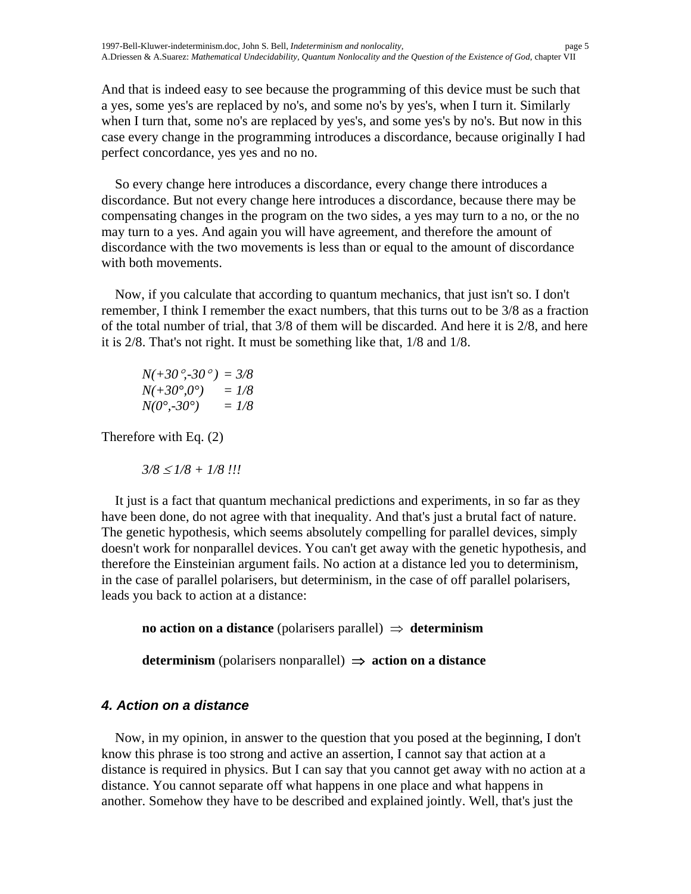And that is indeed easy to see because the programming of this device must be such that a yes, some yes's are replaced by no's, and some no's by yes's, when I turn it. Similarly when I turn that, some no's are replaced by yes's, and some yes's by no's. But now in this case every change in the programming introduces a discordance, because originally I had perfect concordance, yes yes and no no.

So every change here introduces a discordance, every change there introduces a discordance. But not every change here introduces a discordance, because there may be compensating changes in the program on the two sides, a yes may turn to a no, or the no may turn to a yes. And again you will have agreement, and therefore the amount of discordance with the two movements is less than or equal to the amount of discordance with both movements.

Now, if you calculate that according to quantum mechanics, that just isn't so. I don't remember, I think I remember the exact numbers, that this turns out to be 3/8 as a fraction of the total number of trial, that 3/8 of them will be discarded. And here it is 2/8, and here it is 2/8. That's not right. It must be something like that, 1/8 and 1/8.

$$N(+30°,-30°) = 3/8$$
$$N(+30°,0°) = 1/8$$
$$N(0°,-30°) = 1/8$$

Therefore with Eq. (2)

$$3/8 \leq 1/8 + 1/8\ !!!$$

It just is a fact that quantum mechanical predictions and experiments, in so far as they have been done, do not agree with that inequality. And that's just a brutal fact of nature. The genetic hypothesis, which seems absolutely compelling for parallel devices, simply doesn't work for nonparallel devices. You can't get away with the genetic hypothesis, and therefore the Einsteinian argument fails. No action at a distance led you to determinism, in the case of parallel polarisers, but determinism, in the case of off parallel polarisers, leads you back to action at a distance:

**no action on a distance** (polarisers parallel) $\Rightarrow$ **determinism**

**determinism** (polarisers nonparallel) $\Rightarrow$ **action on a distance**

### *4. Action on a distance*

Now, in my opinion, in answer to the question that you posed at the beginning, I don't know this phrase is too strong and active an assertion, I cannot say that action at a distance is required in physics. But I can say that you cannot get away with no action at a distance. You cannot separate off what happens in one place and what happens in another. Somehow they have to be described and explained jointly. Well, that's just the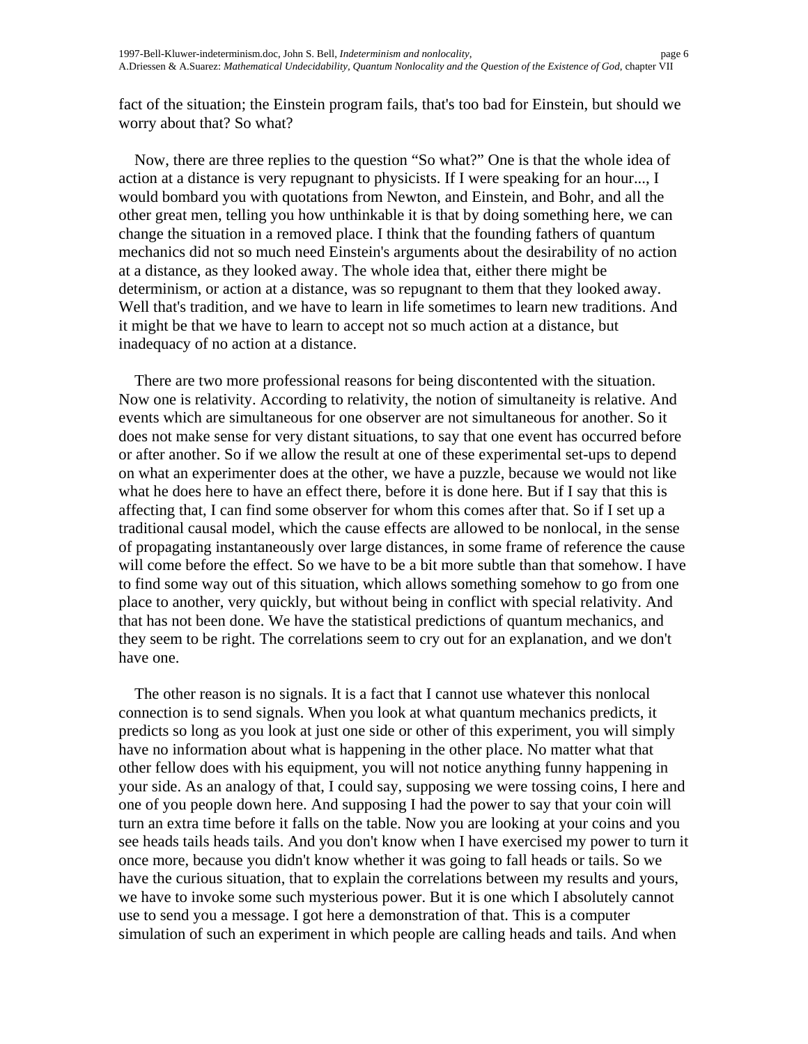fact of the situation; the Einstein program fails, that's too bad for Einstein, but should we worry about that? So what?

Now, there are three replies to the question “So what?” One is that the whole idea of action at a distance is very repugnant to physicists. If I were speaking for an hour..., I would bombard you with quotations from Newton, and Einstein, and Bohr, and all the other great men, telling you how unthinkable it is that by doing something here, we can change the situation in a removed place. I think that the founding fathers of quantum mechanics did not so much need Einstein's arguments about the desirability of no action at a distance, as they looked away. The whole idea that, either there might be determinism, or action at a distance, was so repugnant to them that they looked away. Well that's tradition, and we have to learn in life sometimes to learn new traditions. And it might be that we have to learn to accept not so much action at a distance, but inadequacy of no action at a distance.

There are two more professional reasons for being discontented with the situation. Now one is relativity. According to relativity, the notion of simultaneity is relative. And events which are simultaneous for one observer are not simultaneous for another. So it does not make sense for very distant situations, to say that one event has occurred before or after another. So if we allow the result at one of these experimental set-ups to depend on what an experimenter does at the other, we have a puzzle, because we would not like what he does here to have an effect there, before it is done here. But if I say that this is affecting that, I can find some observer for whom this comes after that. So if I set up a traditional causal model, which the cause effects are allowed to be nonlocal, in the sense of propagating instantaneously over large distances, in some frame of reference the cause will come before the effect. So we have to be a bit more subtle than that somehow. I have to find some way out of this situation, which allows something somehow to go from one place to another, very quickly, but without being in conflict with special relativity. And that has not been done. We have the statistical predictions of quantum mechanics, and they seem to be right. The correlations seem to cry out for an explanation, and we don't have one.

The other reason is no signals. It is a fact that I cannot use whatever this nonlocal connection is to send signals. When you look at what quantum mechanics predicts, it predicts so long as you look at just one side or other of this experiment, you will simply have no information about what is happening in the other place. No matter what that other fellow does with his equipment, you will not notice anything funny happening in your side. As an analogy of that, I could say, supposing we were tossing coins, I here and one of you people down here. And supposing I had the power to say that your coin will turn an extra time before it falls on the table. Now you are looking at your coins and you see heads tails heads tails. And you don't know when I have exercised my power to turn it once more, because you didn't know whether it was going to fall heads or tails. So we have the curious situation, that to explain the correlations between my results and yours, we have to invoke some such mysterious power. But it is one which I absolutely cannot use to send you a message. I got here a demonstration of that. This is a computer simulation of such an experiment in which people are calling heads and tails. And when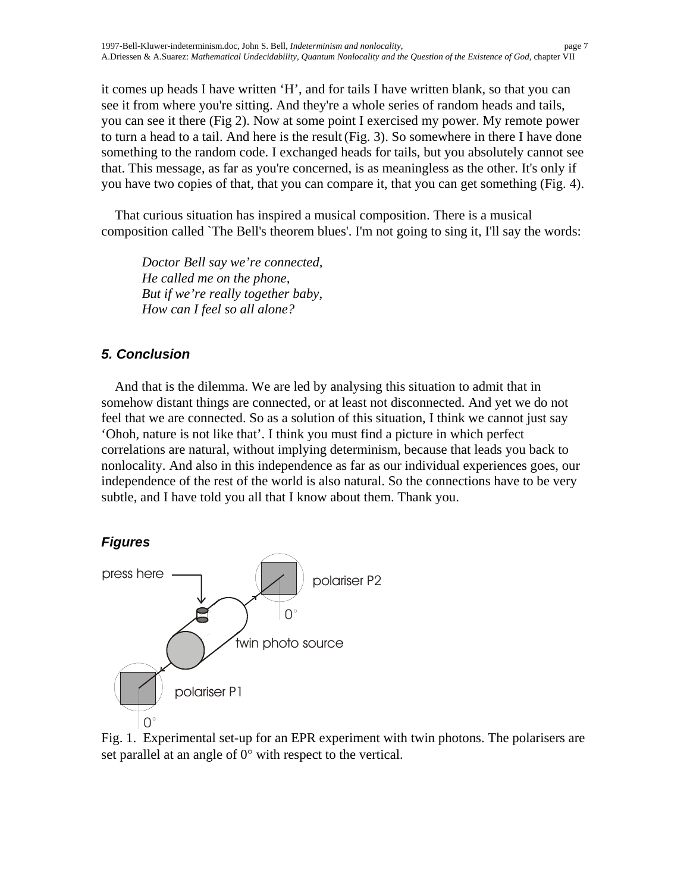it comes up heads I have written 'H', and for tails I have written blank, so that you can see it from where you're sitting. And they're a whole series of random heads and tails, you can see it there (Fig 2). Now at some point I exercised my power. My remote power to turn a head to a tail. And here is the result (Fig. 3). So somewhere in there I have done something to the random code. I exchanged heads for tails, but you absolutely cannot see that. This message, as far as you're concerned, is as meaningless as the other. It's only if you have two copies of that, that you can compare it, that you can get something (Fig. 4).

That curious situation has inspired a musical composition. There is a musical composition called `The Bell's theorem blues'. I'm not going to sing it, I'll say the words:

*Doctor Bell say we're connected,*
*He called me on the phone,*
*But if we're really together baby,*
*How can I feel so all alone?*

## 5. Conclusion

And that is the dilemma. We are led by analysing this situation to admit that in somehow distant things are connected, or at least not disconnected. And yet we do not feel that we are connected. So as a solution of this situation, I think we cannot just say 'Ohoh, nature is not like that'. I think you must find a picture in which perfect correlations are natural, without implying determinism, because that leads you back to nonlocality. And also in this independence as far as our individual experiences goes, our independence of the rest of the world is also natural. So the connections have to be very subtle, and I have told you all that I know about them. Thank you.

## Figures

press here

polariser P2

0°

twin photo source

polariser P1

0°

Fig. 1. Experimental set-up for an EPR experiment with twin photons. The polarisers are set parallel at an angle of 0° with respect to the vertical.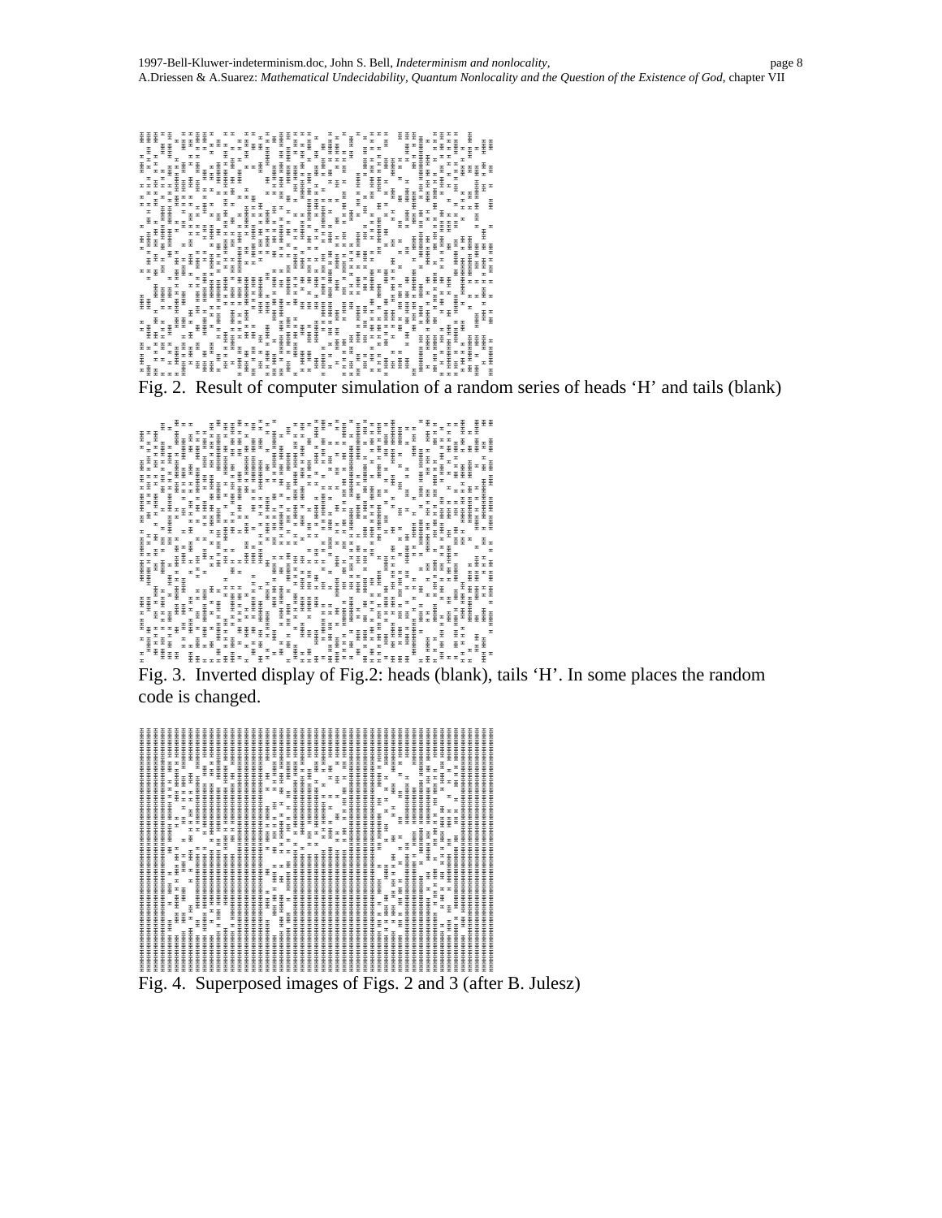Fig. 2. Result of computer simulation of a random series of heads 'H' and tails (blank)

Fig. 3. Inverted display of Fig.2: heads (blank), tails 'H'. In some places the random code is changed.

Fig. 4. Superposed images of Figs. 2 and 3 (after B. Julesz)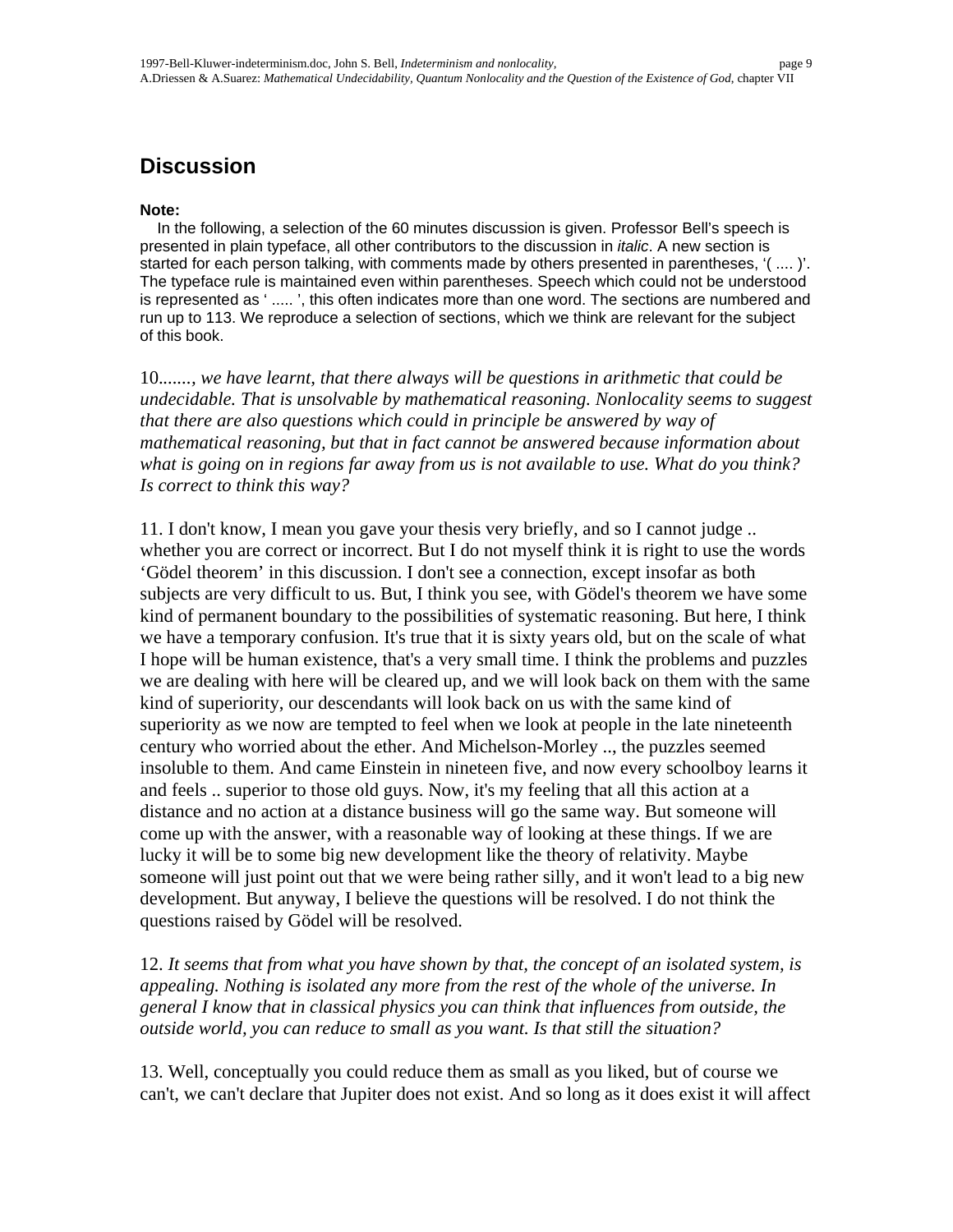## Discussion

**Note:**

In the following, a selection of the 60 minutes discussion is given. Professor Bell's speech is presented in plain typeface, all other contributors to the discussion in *italic*. A new section is started for each person talking, with comments made by others presented in parentheses, '( .... )'. The typeface rule is maintained even within parentheses. Speech which could not be understood is represented as ' ..... ', this often indicates more than one word. The sections are numbered and run up to 113. We reproduce a selection of sections, which we think are relevant for the subject of this book.

10......., *we have learnt, that there always will be questions in arithmetic that could be undecidable. That is unsolvable by mathematical reasoning. Nonlocality seems to suggest that there are also questions which could in principle be answered by way of mathematical reasoning, but that in fact cannot be answered because information about what is going on in regions far away from us is not available to use. What do you think? Is correct to think this way?*

11. I don't know, I mean you gave your thesis very briefly, and so I cannot judge .. whether you are correct or incorrect. But I do not myself think it is right to use the words 'Gödel theorem' in this discussion. I don't see a connection, except insofar as both subjects are very difficult to us. But, I think you see, with Gödel's theorem we have some kind of permanent boundary to the possibilities of systematic reasoning. But here, I think we have a temporary confusion. It's true that it is sixty years old, but on the scale of what I hope will be human existence, that's a very small time. I think the problems and puzzles we are dealing with here will be cleared up, and we will look back on them with the same kind of superiority, our descendants will look back on us with the same kind of superiority as we now are tempted to feel when we look at people in the late nineteenth century who worried about the ether. And Michelson-Morley .., the puzzles seemed insoluble to them. And came Einstein in nineteen five, and now every schoolboy learns it and feels .. superior to those old guys. Now, it's my feeling that all this action at a distance and no action at a distance business will go the same way. But someone will come up with the answer, with a reasonable way of looking at these things. If we are lucky it will be to some big new development like the theory of relativity. Maybe someone will just point out that we were being rather silly, and it won't lead to a big new development. But anyway, I believe the questions will be resolved. I do not think the questions raised by Gödel will be resolved.

12. *It seems that from what you have shown by that, the concept of an isolated system, is appealing. Nothing is isolated any more from the rest of the whole of the universe. In general I know that in classical physics you can think that influences from outside, the outside world, you can reduce to small as you want. Is that still the situation?*

13. Well, conceptually you could reduce them as small as you liked, but of course we can't, we can't declare that Jupiter does not exist. And so long as it does exist it will affect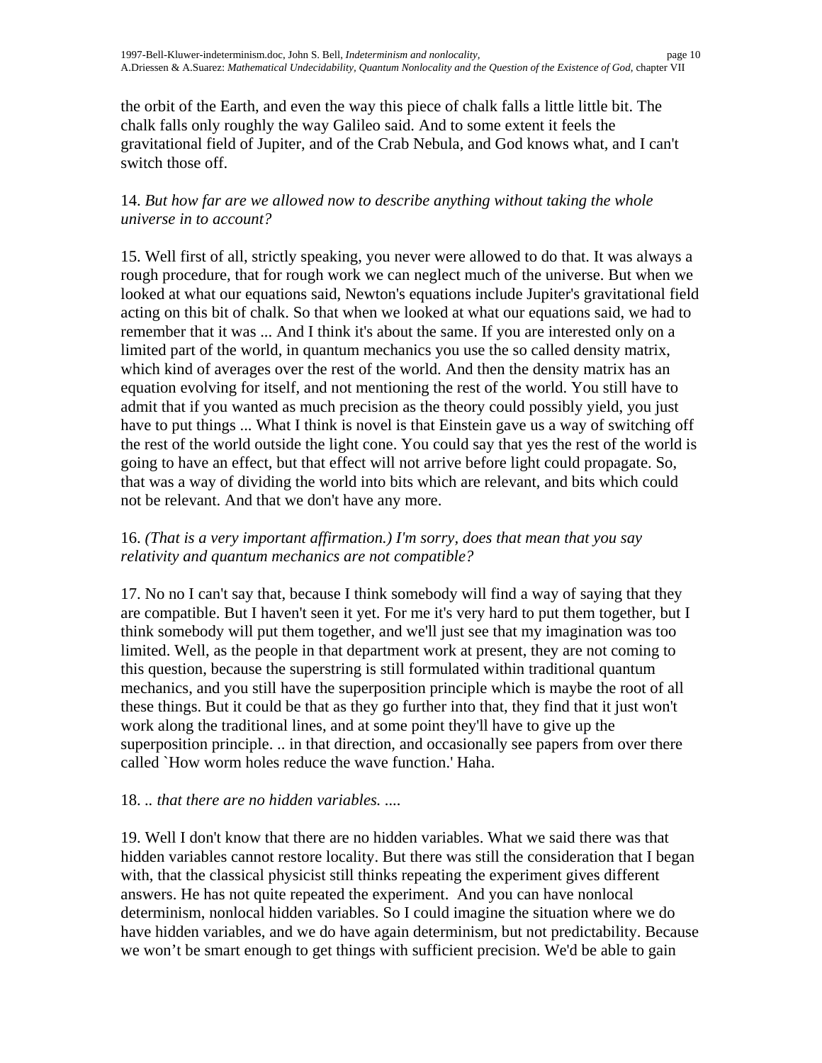the orbit of the Earth, and even the way this piece of chalk falls a little little bit. The chalk falls only roughly the way Galileo said. And to some extent it feels the gravitational field of Jupiter, and of the Crab Nebula, and God knows what, and I can't switch those off.

14. *But how far are we allowed now to describe anything without taking the whole universe in to account?*

15. Well first of all, strictly speaking, you never were allowed to do that. It was always a rough procedure, that for rough work we can neglect much of the universe. But when we looked at what our equations said, Newton's equations include Jupiter's gravitational field acting on this bit of chalk. So that when we looked at what our equations said, we had to remember that it was ... And I think it's about the same. If you are interested only on a limited part of the world, in quantum mechanics you use the so called density matrix, which kind of averages over the rest of the world. And then the density matrix has an equation evolving for itself, and not mentioning the rest of the world. You still have to admit that if you wanted as much precision as the theory could possibly yield, you just have to put things ... What I think is novel is that Einstein gave us a way of switching off the rest of the world outside the light cone. You could say that yes the rest of the world is going to have an effect, but that effect will not arrive before light could propagate. So, that was a way of dividing the world into bits which are relevant, and bits which could not be relevant. And that we don't have any more.

16. *(That is a very important affirmation.) I'm sorry, does that mean that you say relativity and quantum mechanics are not compatible?*

17. No no I can't say that, because I think somebody will find a way of saying that they are compatible. But I haven't seen it yet. For me it's very hard to put them together, but I think somebody will put them together, and we'll just see that my imagination was too limited. Well, as the people in that department work at present, they are not coming to this question, because the superstring is still formulated within traditional quantum mechanics, and you still have the superposition principle which is maybe the root of all these things. But it could be that as they go further into that, they find that it just won't work along the traditional lines, and at some point they'll have to give up the superposition principle. .. in that direction, and occasionally see papers from over there called `How worm holes reduce the wave function.' Haha.

18. *.. that there are no hidden variables. ....*

19. Well I don't know that there are no hidden variables. What we said there was that hidden variables cannot restore locality. But there was still the consideration that I began with, that the classical physicist still thinks repeating the experiment gives different answers. He has not quite repeated the experiment. And you can have nonlocal determinism, nonlocal hidden variables. So I could imagine the situation where we do have hidden variables, and we do have again determinism, but not predictability. Because we won't be smart enough to get things with sufficient precision. We'd be able to gain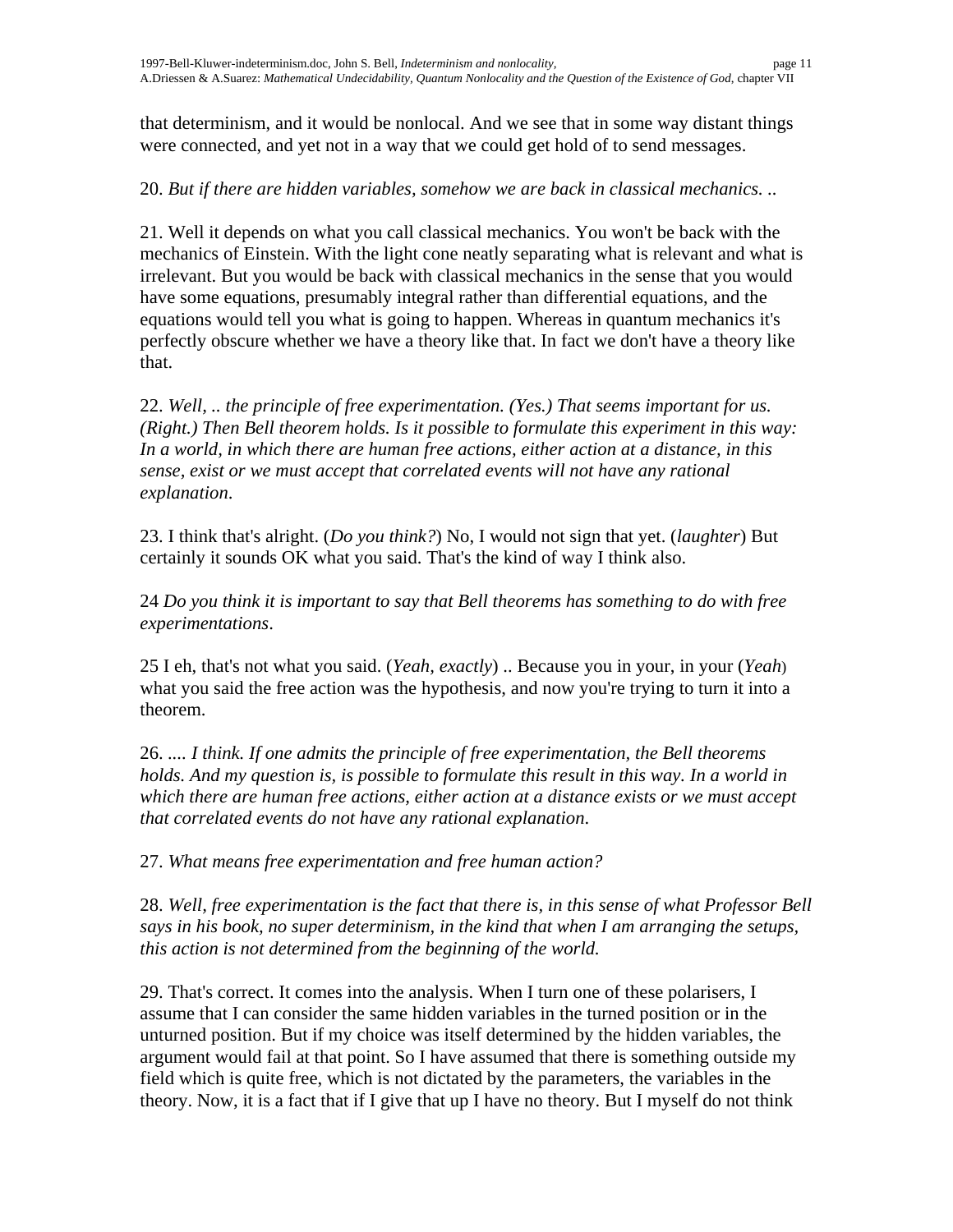that determinism, and it would be nonlocal. And we see that in some way distant things were connected, and yet not in a way that we could get hold of to send messages.

20. *But if there are hidden variables, somehow we are back in classical mechanics. ..*

21. Well it depends on what you call classical mechanics. You won't be back with the mechanics of Einstein. With the light cone neatly separating what is relevant and what is irrelevant. But you would be back with classical mechanics in the sense that you would have some equations, presumably integral rather than differential equations, and the equations would tell you what is going to happen. Whereas in quantum mechanics it's perfectly obscure whether we have a theory like that. In fact we don't have a theory like that.

22. *Well, .. the principle of free experimentation. (Yes.) That seems important for us. (Right.) Then Bell theorem holds. Is it possible to formulate this experiment in this way: In a world, in which there are human free actions, either action at a distance, in this sense, exist or we must accept that correlated events will not have any rational explanation.*

23. I think that's alright. (*Do you think?*) No, I would not sign that yet. (*laughter*) But certainly it sounds OK what you said. That's the kind of way I think also.

24 *Do you think it is important to say that Bell theorems has something to do with free experimentations.*

25 I eh, that's not what you said. (*Yeah, exactly*) .. Because you in your, in your (*Yeah*) what you said the free action was the hypothesis, and now you're trying to turn it into a theorem.

26. *.... I think. If one admits the principle of free experimentation, the Bell theorems holds. And my question is, is possible to formulate this result in this way. In a world in which there are human free actions, either action at a distance exists or we must accept that correlated events do not have any rational explanation.*

27. *What means free experimentation and free human action?*

28. *Well, free experimentation is the fact that there is, in this sense of what Professor Bell says in his book, no super determinism, in the kind that when I am arranging the setups, this action is not determined from the beginning of the world.*

29. That's correct. It comes into the analysis. When I turn one of these polarisers, I assume that I can consider the same hidden variables in the turned position or in the unturned position. But if my choice was itself determined by the hidden variables, the argument would fail at that point. So I have assumed that there is something outside my field which is quite free, which is not dictated by the parameters, the variables in the theory. Now, it is a fact that if I give that up I have no theory. But I myself do not think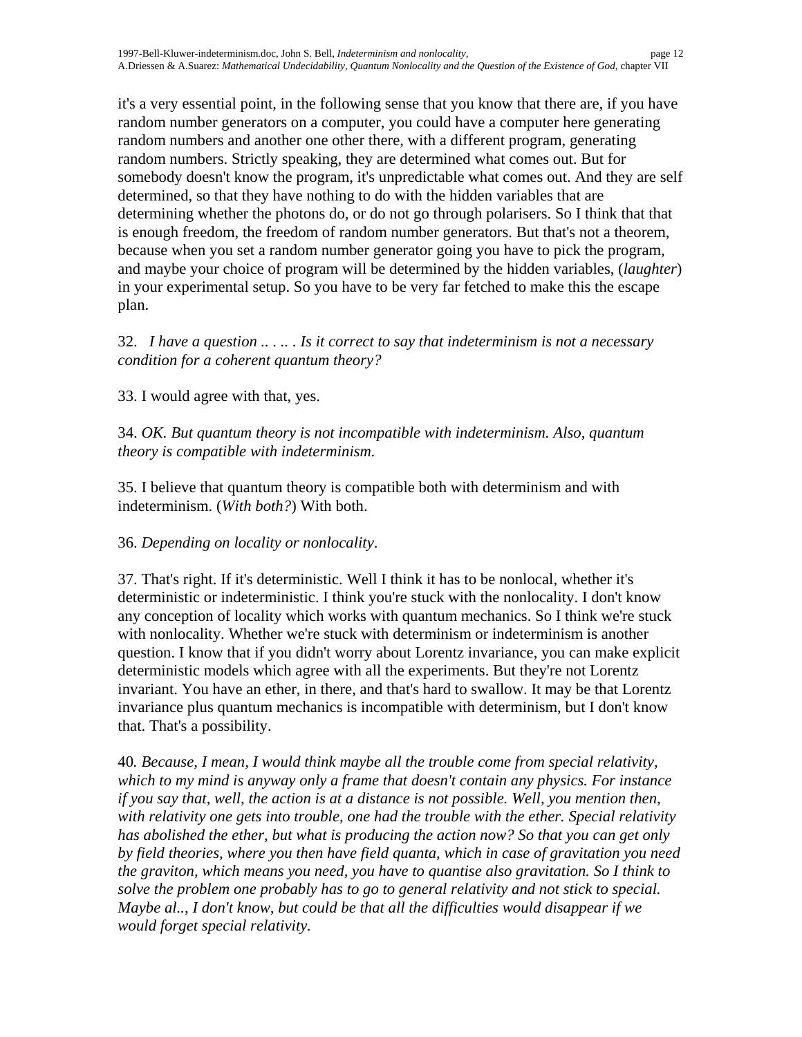it's a very essential point, in the following sense that you know that there are, if you have random number generators on a computer, you could have a computer here generating random numbers and another one other there, with a different program, generating random numbers. Strictly speaking, they are determined what comes out. But for somebody doesn't know the program, it's unpredictable what comes out. And they are self determined, so that they have nothing to do with the hidden variables that are determining whether the photons do, or do not go through polarisers. So I think that that is enough freedom, the freedom of random number generators. But that's not a theorem, because when you set a random number generator going you have to pick the program, and maybe your choice of program will be determined by the hidden variables, (*laughter*) in your experimental setup. So you have to be very far fetched to make this the escape plan.

32. *I have a question .. . .. . Is it correct to say that indeterminism is not a necessary condition for a coherent quantum theory?*

33. I would agree with that, yes.

34. *OK. But quantum theory is not incompatible with indeterminism. Also, quantum theory is compatible with indeterminism.*

35. I believe that quantum theory is compatible both with determinism and with indeterminism. (*With both?*) With both.

36. *Depending on locality or nonlocality*.

37. That's right. If it's deterministic. Well I think it has to be nonlocal, whether it's deterministic or indeterministic. I think you're stuck with the nonlocality. I don't know any conception of locality which works with quantum mechanics. So I think we're stuck with nonlocality. Whether we're stuck with determinism or indeterminism is another question. I know that if you didn't worry about Lorentz invariance, you can make explicit deterministic models which agree with all the experiments. But they're not Lorentz invariant. You have an ether, in there, and that's hard to swallow. It may be that Lorentz invariance plus quantum mechanics is incompatible with determinism, but I don't know that. That's a possibility.

40. *Because, I mean, I would think maybe all the trouble come from special relativity, which to my mind is anyway only a frame that doesn't contain any physics. For instance if you say that, well, the action is at a distance is not possible. Well, you mention then, with relativity one gets into trouble, one had the trouble with the ether. Special relativity has abolished the ether, but what is producing the action now? So that you can get only by field theories, where you then have field quanta, which in case of gravitation you need the graviton, which means you need, you have to quantise also gravitation. So I think to solve the problem one probably has to go to general relativity and not stick to special. Maybe al.., I don't know, but could be that all the difficulties would disappear if we would forget special relativity.*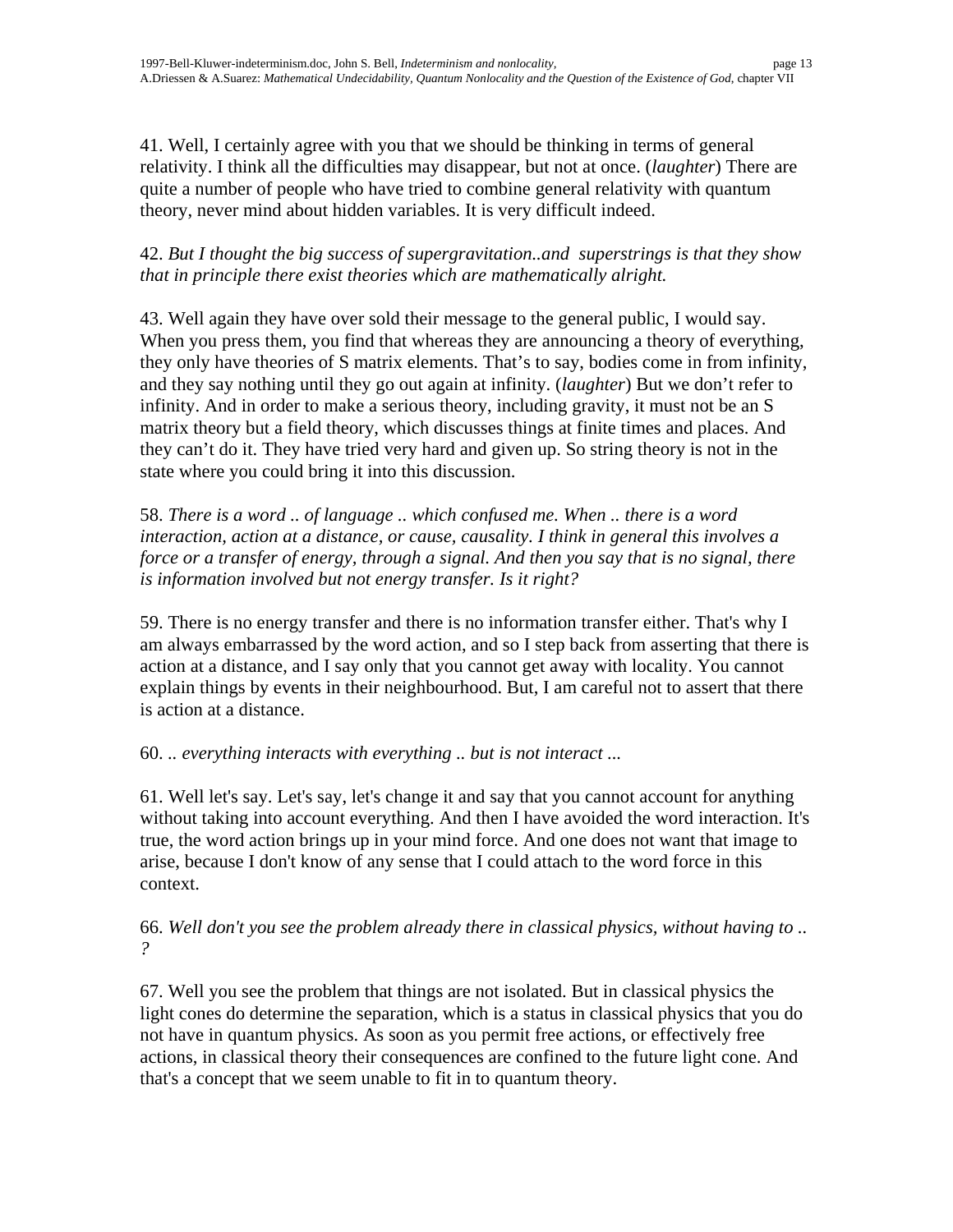41. Well, I certainly agree with you that we should be thinking in terms of general relativity. I think all the difficulties may disappear, but not at once. (*laughter*) There are quite a number of people who have tried to combine general relativity with quantum theory, never mind about hidden variables. It is very difficult indeed.

42. *But I thought the big success of supergravitation..and superstrings is that they show that in principle there exist theories which are mathematically alright.*

43. Well again they have over sold their message to the general public, I would say. When you press them, you find that whereas they are announcing a theory of everything, they only have theories of S matrix elements. That's to say, bodies come in from infinity, and they say nothing until they go out again at infinity. (*laughter*) But we don't refer to infinity. And in order to make a serious theory, including gravity, it must not be an S matrix theory but a field theory, which discusses things at finite times and places. And they can't do it. They have tried very hard and given up. So string theory is not in the state where you could bring it into this discussion.

58. *There is a word .. of language .. which confused me. When .. there is a word interaction, action at a distance, or cause, causality. I think in general this involves a force or a transfer of energy, through a signal. And then you say that is no signal, there is information involved but not energy transfer. Is it right?*

59. There is no energy transfer and there is no information transfer either. That's why I am always embarrassed by the word action, and so I step back from asserting that there is action at a distance, and I say only that you cannot get away with locality. You cannot explain things by events in their neighbourhood. But, I am careful not to assert that there is action at a distance.

60. *.. everything interacts with everything .. but is not interact ...*

61. Well let's say. Let's say, let's change it and say that you cannot account for anything without taking into account everything. And then I have avoided the word interaction. It's true, the word action brings up in your mind force. And one does not want that image to arise, because I don't know of any sense that I could attach to the word force in this context.

66. *Well don't you see the problem already there in classical physics, without having to .. ?*

67. Well you see the problem that things are not isolated. But in classical physics the light cones do determine the separation, which is a status in classical physics that you do not have in quantum physics. As soon as you permit free actions, or effectively free actions, in classical theory their consequences are confined to the future light cone. And that's a concept that we seem unable to fit in to quantum theory.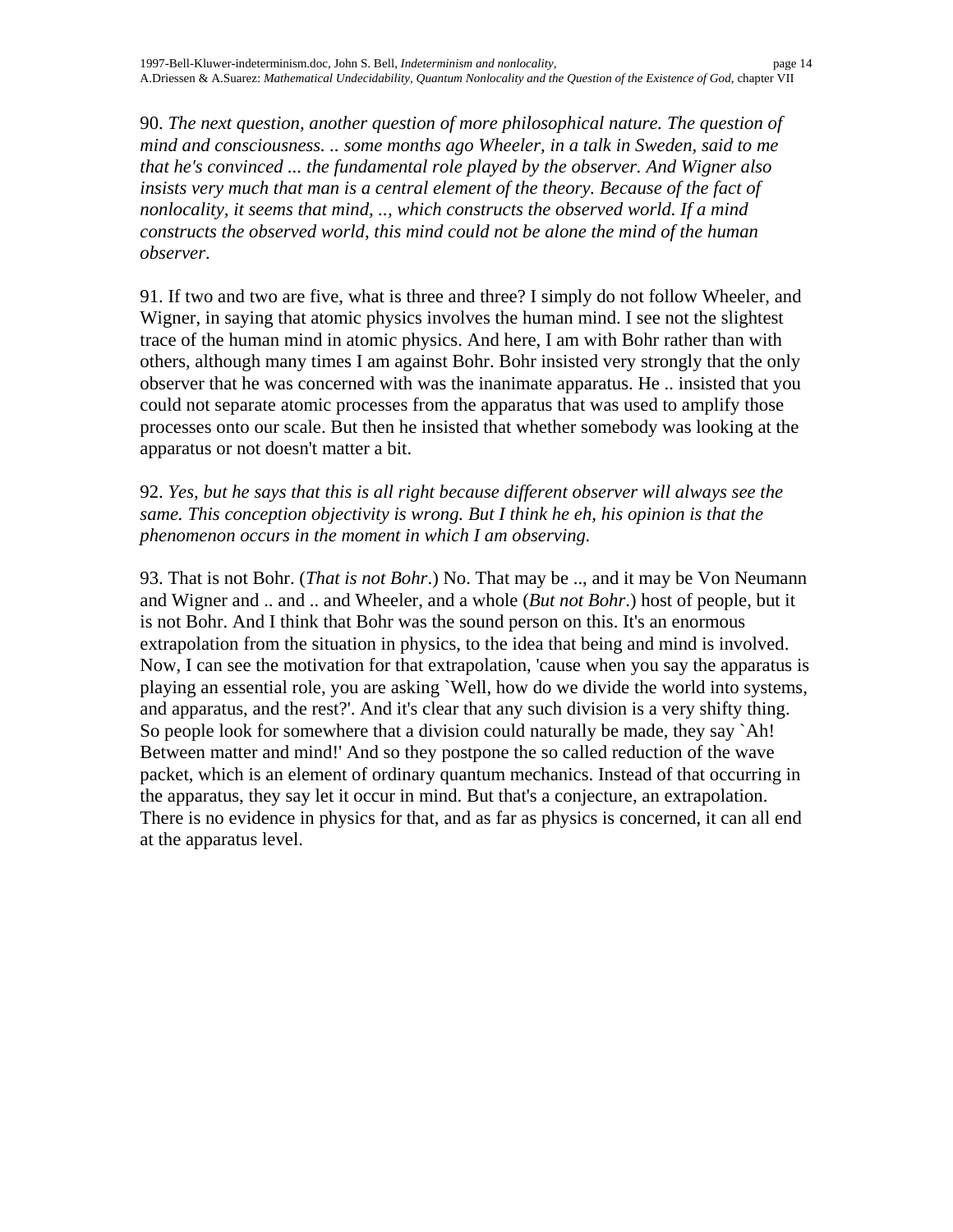90. *The next question, another question of more philosophical nature. The question of mind and consciousness. .. some months ago Wheeler, in a talk in Sweden, said to me that he's convinced ... the fundamental role played by the observer. And Wigner also insists very much that man is a central element of the theory. Because of the fact of nonlocality, it seems that mind, .., which constructs the observed world. If a mind constructs the observed world, this mind could not be alone the mind of the human observer*.

91. If two and two are five, what is three and three? I simply do not follow Wheeler, and Wigner, in saying that atomic physics involves the human mind. I see not the slightest trace of the human mind in atomic physics. And here, I am with Bohr rather than with others, although many times I am against Bohr. Bohr insisted very strongly that the only observer that he was concerned with was the inanimate apparatus. He .. insisted that you could not separate atomic processes from the apparatus that was used to amplify those processes onto our scale. But then he insisted that whether somebody was looking at the apparatus or not doesn't matter a bit.

92. *Yes, but he says that this is all right because different observer will always see the same. This conception objectivity is wrong. But I think he eh, his opinion is that the phenomenon occurs in the moment in which I am observing.*

93. That is not Bohr. (*That is not Bohr*.) No. That may be .., and it may be Von Neumann and Wigner and .. and .. and Wheeler, and a whole (*But not Bohr*.) host of people, but it is not Bohr. And I think that Bohr was the sound person on this. It's an enormous extrapolation from the situation in physics, to the idea that being and mind is involved. Now, I can see the motivation for that extrapolation, 'cause when you say the apparatus is playing an essential role, you are asking `Well, how do we divide the world into systems, and apparatus, and the rest?'. And it's clear that any such division is a very shifty thing. So people look for somewhere that a division could naturally be made, they say `Ah! Between matter and mind!' And so they postpone the so called reduction of the wave packet, which is an element of ordinary quantum mechanics. Instead of that occurring in the apparatus, they say let it occur in mind. But that's a conjecture, an extrapolation. There is no evidence in physics for that, and as far as physics is concerned, it can all end at the apparatus level.